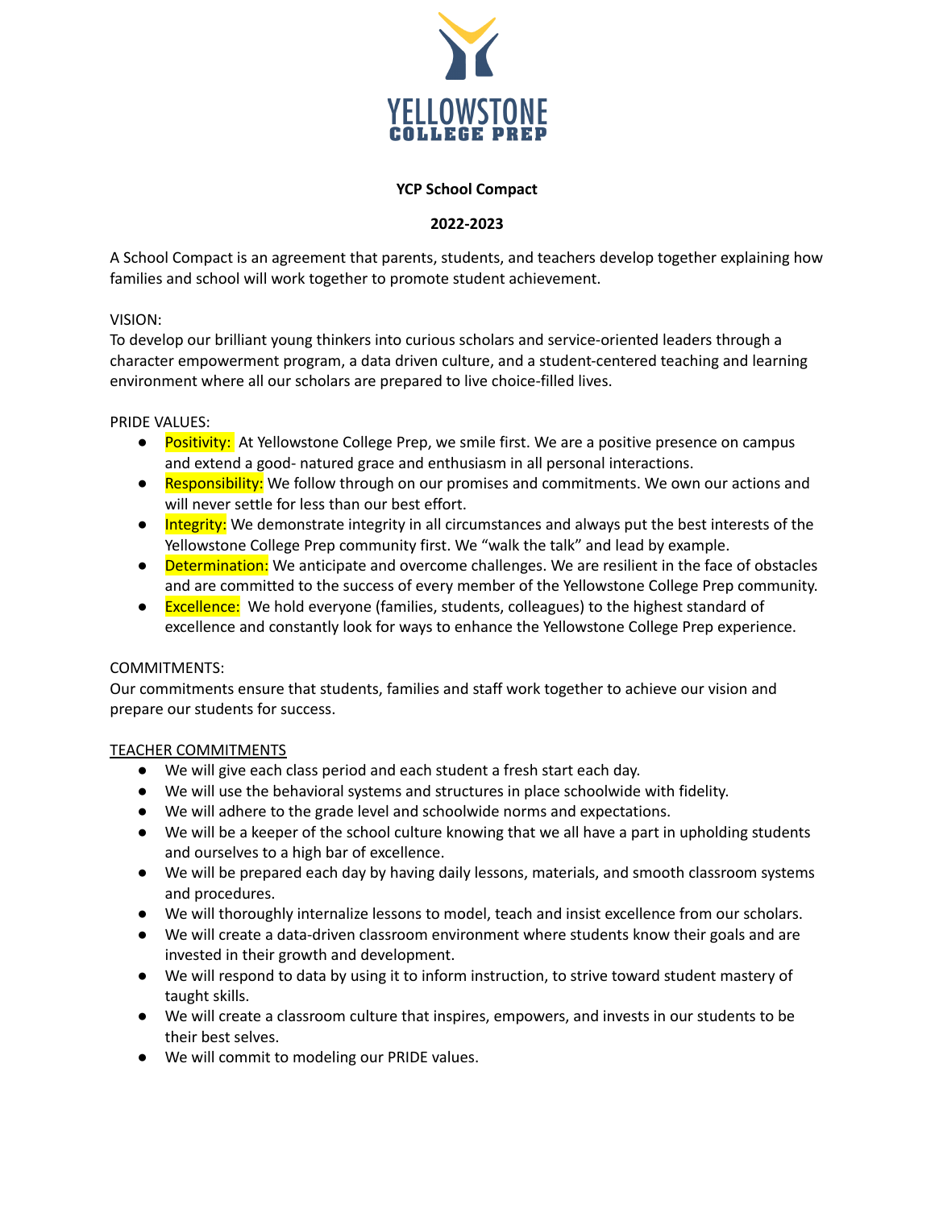YELLOWSTONE
COLLEGE PREP

**YCP School Compact**

**2022-2023**

A School Compact is an agreement that parents, students, and teachers develop together explaining how families and school will work together to promote student achievement.

VISION:
To develop our brilliant young thinkers into curious scholars and service-oriented leaders through a character empowerment program, a data driven culture, and a student-centered teaching and learning environment where all our scholars are prepared to live choice-filled lives.

PRIDE VALUES:

- Positivity: At Yellowstone College Prep, we smile first. We are a positive presence on campus and extend a good- natured grace and enthusiasm in all personal interactions.
- Responsibility: We follow through on our promises and commitments. We own our actions and will never settle for less than our best effort.
- Integrity: We demonstrate integrity in all circumstances and always put the best interests of the Yellowstone College Prep community first. We "walk the talk" and lead by example.
- Determination: We anticipate and overcome challenges. We are resilient in the face of obstacles and are committed to the success of every member of the Yellowstone College Prep community.
- Excellence: We hold everyone (families, students, colleagues) to the highest standard of excellence and constantly look for ways to enhance the Yellowstone College Prep experience.

COMMITMENTS:
Our commitments ensure that students, families and staff work together to achieve our vision and prepare our students for success.

TEACHER COMMITMENTS

- We will give each class period and each student a fresh start each day.
- We will use the behavioral systems and structures in place schoolwide with fidelity.
- We will adhere to the grade level and schoolwide norms and expectations.
- We will be a keeper of the school culture knowing that we all have a part in upholding students and ourselves to a high bar of excellence.
- We will be prepared each day by having daily lessons, materials, and smooth classroom systems and procedures.
- We will thoroughly internalize lessons to model, teach and insist excellence from our scholars.
- We will create a data-driven classroom environment where students know their goals and are invested in their growth and development.
- We will respond to data by using it to inform instruction, to strive toward student mastery of taught skills.
- We will create a classroom culture that inspires, empowers, and invests in our students to be their best selves.
- We will commit to modeling our PRIDE values.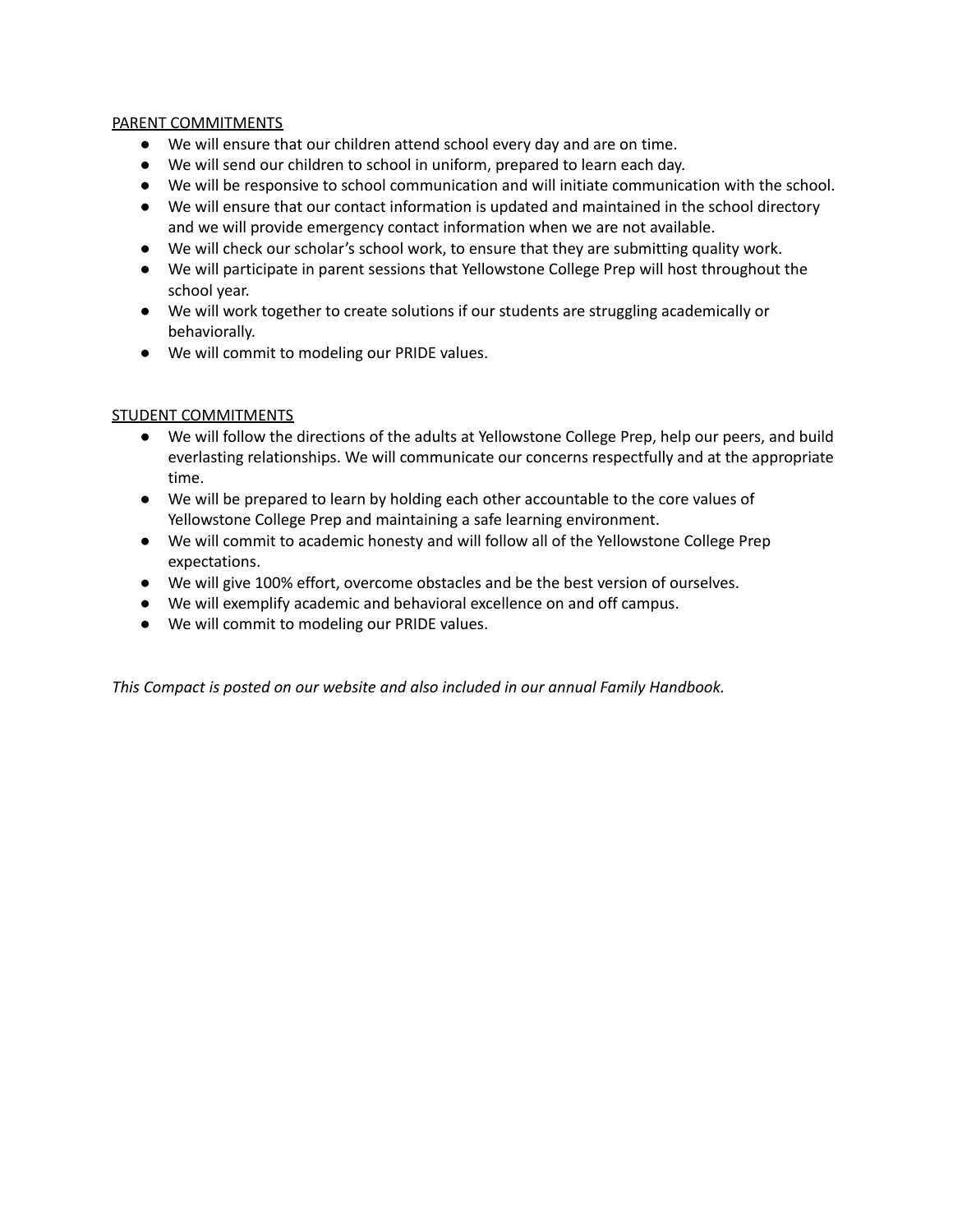PARENT COMMITMENTS

- We will ensure that our children attend school every day and are on time.
- We will send our children to school in uniform, prepared to learn each day.
- We will be responsive to school communication and will initiate communication with the school.
- We will ensure that our contact information is updated and maintained in the school directory and we will provide emergency contact information when we are not available.
- We will check our scholar's school work, to ensure that they are submitting quality work.
- We will participate in parent sessions that Yellowstone College Prep will host throughout the school year.
- We will work together to create solutions if our students are struggling academically or behaviorally.
- We will commit to modeling our PRIDE values.

STUDENT COMMITMENTS

- We will follow the directions of the adults at Yellowstone College Prep, help our peers, and build everlasting relationships. We will communicate our concerns respectfully and at the appropriate time.
- We will be prepared to learn by holding each other accountable to the core values of Yellowstone College Prep and maintaining a safe learning environment.
- We will commit to academic honesty and will follow all of the Yellowstone College Prep expectations.
- We will give 100% effort, overcome obstacles and be the best version of ourselves.
- We will exemplify academic and behavioral excellence on and off campus.
- We will commit to modeling our PRIDE values.

*This Compact is posted on our website and also included in our annual Family Handbook.*